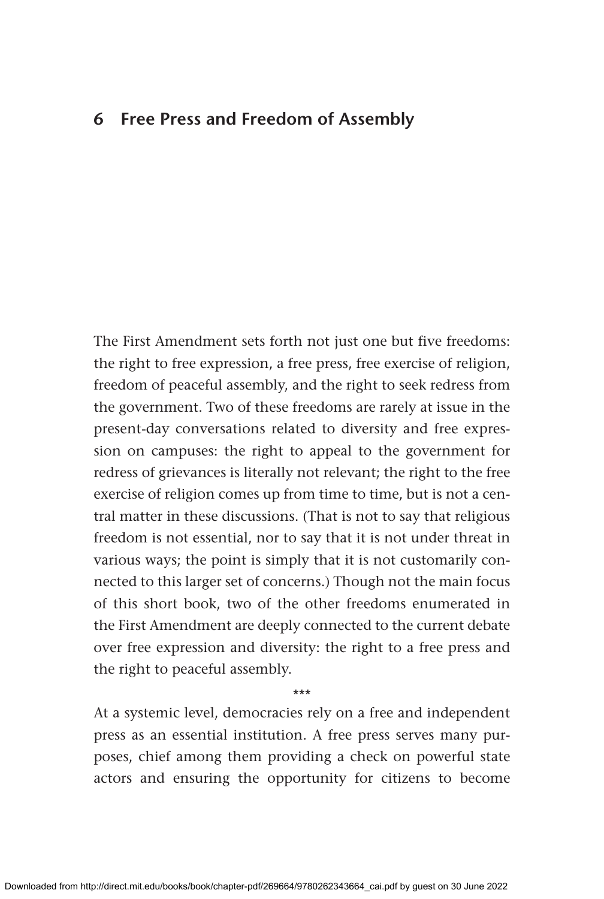# 6 Free Press and Freedom of Assembly

The First Amendment sets forth not just one but five freedoms: the right to free expression, a free press, free exercise of religion, freedom of peaceful assembly, and the right to seek redress from the government. Two of these freedoms are rarely at issue in the present-day conversations related to diversity and free expression on campuses: the right to appeal to the government for redress of grievances is literally not relevant; the right to the free exercise of religion comes up from time to time, but is not a central matter in these discussions. (That is not to say that religious freedom is not essential, nor to say that it is not under threat in various ways; the point is simply that it is not customarily connected to this larger set of concerns.) Though not the main focus of this short book, two of the other freedoms enumerated in the First Amendment are deeply connected to the current debate over free expression and diversity: the right to a free press and the right to peaceful assembly.

***

At a systemic level, democracies rely on a free and independent press as an essential institution. A free press serves many purposes, chief among them providing a check on powerful state actors and ensuring the opportunity for citizens to become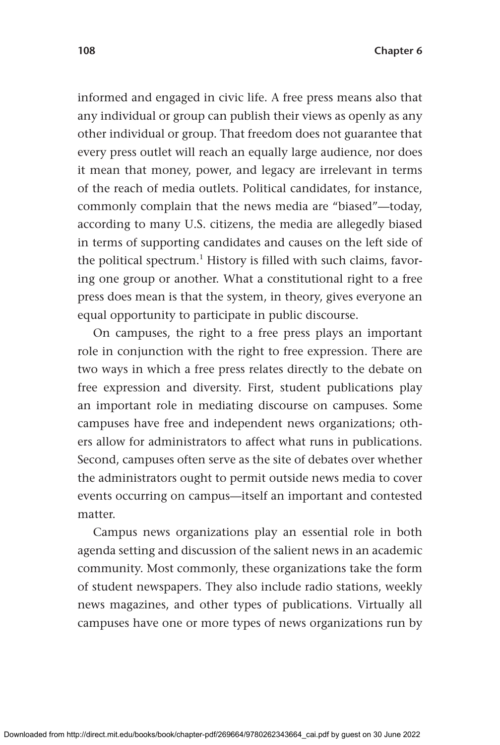informed and engaged in civic life. A free press means also that any individual or group can publish their views as openly as any other individual or group. That freedom does not guarantee that every press outlet will reach an equally large audience, nor does it mean that money, power, and legacy are irrelevant in terms of the reach of media outlets. Political candidates, for instance, commonly complain that the news media are "biased"—today, according to many U.S. citizens, the media are allegedly biased in terms of supporting candidates and causes on the left side of the political spectrum.[1] History is filled with such claims, favoring one group or another. What a constitutional right to a free press does mean is that the system, in theory, gives everyone an equal opportunity to participate in public discourse.

On campuses, the right to a free press plays an important role in conjunction with the right to free expression. There are two ways in which a free press relates directly to the debate on free expression and diversity. First, student publications play an important role in mediating discourse on campuses. Some campuses have free and independent news organizations; others allow for administrators to affect what runs in publications. Second, campuses often serve as the site of debates over whether the administrators ought to permit outside news media to cover events occurring on campus—itself an important and contested matter.

Campus news organizations play an essential role in both agenda setting and discussion of the salient news in an academic community. Most commonly, these organizations take the form of student newspapers. They also include radio stations, weekly news magazines, and other types of publications. Virtually all campuses have one or more types of news organizations run by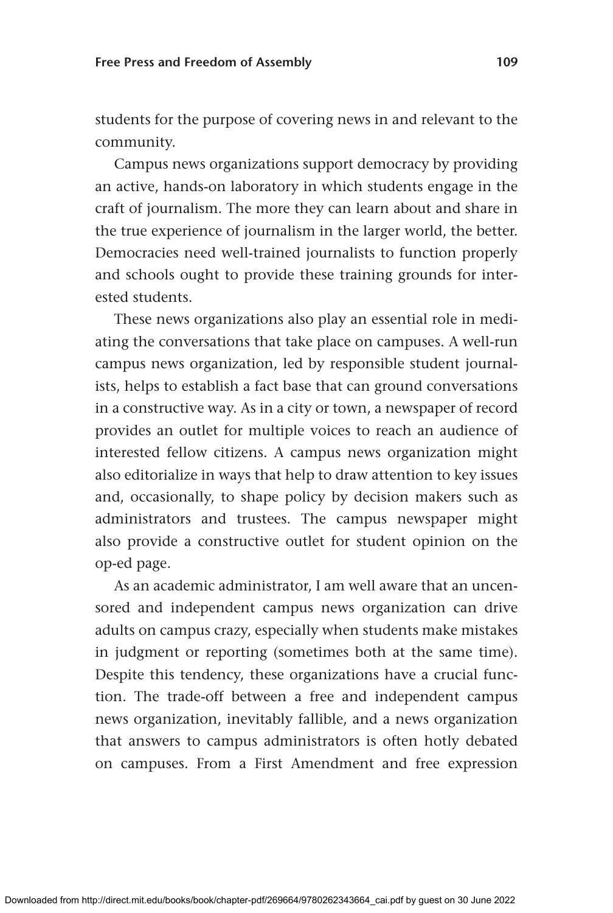students for the purpose of covering news in and relevant to the community.

Campus news organizations support democracy by providing an active, hands-on laboratory in which students engage in the craft of journalism. The more they can learn about and share in the true experience of journalism in the larger world, the better. Democracies need well-trained journalists to function properly and schools ought to provide these training grounds for interested students.

These news organizations also play an essential role in mediating the conversations that take place on campuses. A well-run campus news organization, led by responsible student journalists, helps to establish a fact base that can ground conversations in a constructive way. As in a city or town, a newspaper of record provides an outlet for multiple voices to reach an audience of interested fellow citizens. A campus news organization might also editorialize in ways that help to draw attention to key issues and, occasionally, to shape policy by decision makers such as administrators and trustees. The campus newspaper might also provide a constructive outlet for student opinion on the op-ed page.

As an academic administrator, I am well aware that an uncensored and independent campus news organization can drive adults on campus crazy, especially when students make mistakes in judgment or reporting (sometimes both at the same time). Despite this tendency, these organizations have a crucial function. The trade-off between a free and independent campus news organization, inevitably fallible, and a news organization that answers to campus administrators is often hotly debated on campuses. From a First Amendment and free expression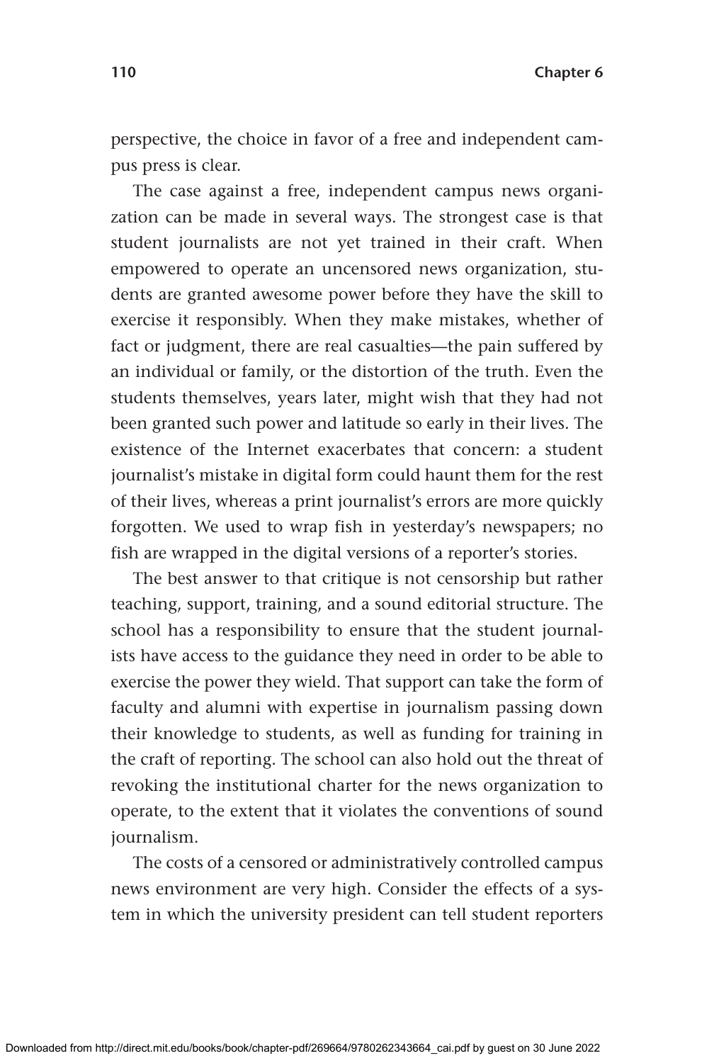perspective, the choice in favor of a free and independent campus press is clear.

The case against a free, independent campus news organization can be made in several ways. The strongest case is that student journalists are not yet trained in their craft. When empowered to operate an uncensored news organization, students are granted awesome power before they have the skill to exercise it responsibly. When they make mistakes, whether of fact or judgment, there are real casualties—the pain suffered by an individual or family, or the distortion of the truth. Even the students themselves, years later, might wish that they had not been granted such power and latitude so early in their lives. The existence of the Internet exacerbates that concern: a student journalist's mistake in digital form could haunt them for the rest of their lives, whereas a print journalist's errors are more quickly forgotten. We used to wrap fish in yesterday's newspapers; no fish are wrapped in the digital versions of a reporter's stories.

The best answer to that critique is not censorship but rather teaching, support, training, and a sound editorial structure. The school has a responsibility to ensure that the student journalists have access to the guidance they need in order to be able to exercise the power they wield. That support can take the form of faculty and alumni with expertise in journalism passing down their knowledge to students, as well as funding for training in the craft of reporting. The school can also hold out the threat of revoking the institutional charter for the news organization to operate, to the extent that it violates the conventions of sound journalism.

The costs of a censored or administratively controlled campus news environment are very high. Consider the effects of a system in which the university president can tell student reporters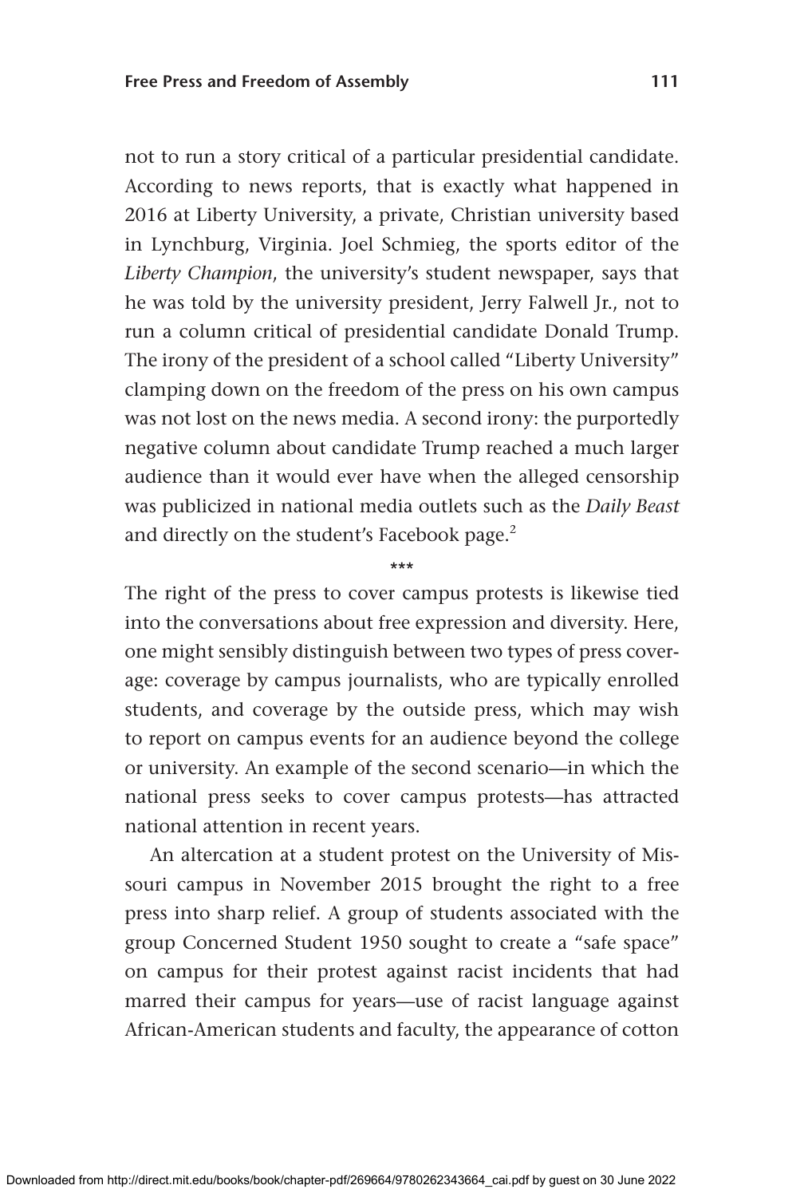not to run a story critical of a particular presidential candidate. According to news reports, that is exactly what happened in 2016 at Liberty University, a private, Christian university based in Lynchburg, Virginia. Joel Schmieg, the sports editor of the *Liberty Champion*, the university's student newspaper, says that he was told by the university president, Jerry Falwell Jr., not to run a column critical of presidential candidate Donald Trump. The irony of the president of a school called "Liberty University" clamping down on the freedom of the press on his own campus was not lost on the news media. A second irony: the purportedly negative column about candidate Trump reached a much larger audience than it would ever have when the alleged censorship was publicized in national media outlets such as the *Daily Beast* and directly on the student's Facebook page.[2]

***

The right of the press to cover campus protests is likewise tied into the conversations about free expression and diversity. Here, one might sensibly distinguish between two types of press coverage: coverage by campus journalists, who are typically enrolled students, and coverage by the outside press, which may wish to report on campus events for an audience beyond the college or university. An example of the second scenario—in which the national press seeks to cover campus protests—has attracted national attention in recent years.

An altercation at a student protest on the University of Missouri campus in November 2015 brought the right to a free press into sharp relief. A group of students associated with the group Concerned Student 1950 sought to create a "safe space" on campus for their protest against racist incidents that had marred their campus for years—use of racist language against African-American students and faculty, the appearance of cotton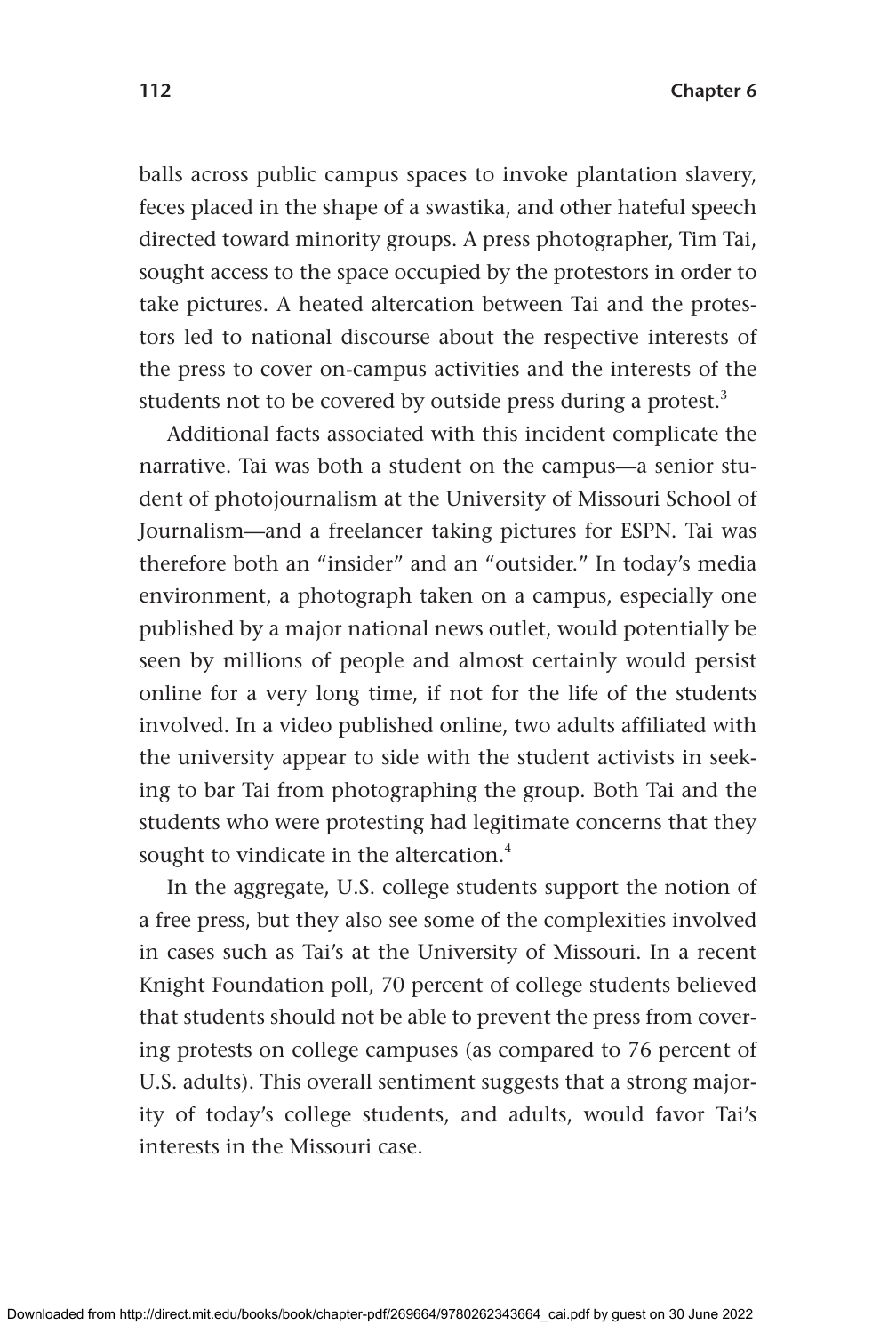balls across public campus spaces to invoke plantation slavery, feces placed in the shape of a swastika, and other hateful speech directed toward minority groups. A press photographer, Tim Tai, sought access to the space occupied by the protestors in order to take pictures. A heated altercation between Tai and the protestors led to national discourse about the respective interests of the press to cover on-campus activities and the interests of the students not to be covered by outside press during a protest.[3]

Additional facts associated with this incident complicate the narrative. Tai was both a student on the campus—a senior student of photojournalism at the University of Missouri School of Journalism—and a freelancer taking pictures for ESPN. Tai was therefore both an "insider" and an "outsider." In today's media environment, a photograph taken on a campus, especially one published by a major national news outlet, would potentially be seen by millions of people and almost certainly would persist online for a very long time, if not for the life of the students involved. In a video published online, two adults affiliated with the university appear to side with the student activists in seeking to bar Tai from photographing the group. Both Tai and the students who were protesting had legitimate concerns that they sought to vindicate in the altercation.[4]

In the aggregate, U.S. college students support the notion of a free press, but they also see some of the complexities involved in cases such as Tai's at the University of Missouri. In a recent Knight Foundation poll, 70 percent of college students believed that students should not be able to prevent the press from covering protests on college campuses (as compared to 76 percent of U.S. adults). This overall sentiment suggests that a strong majority of today's college students, and adults, would favor Tai's interests in the Missouri case.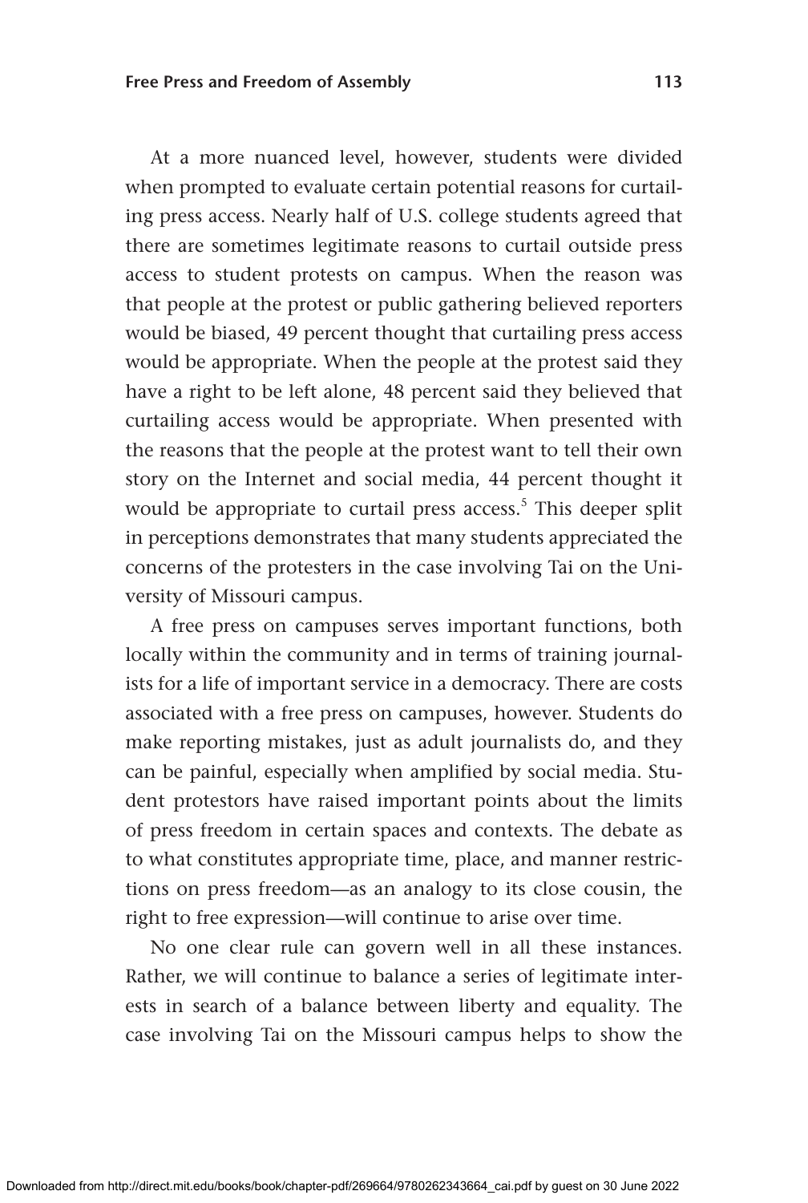At a more nuanced level, however, students were divided when prompted to evaluate certain potential reasons for curtailing press access. Nearly half of U.S. college students agreed that there are sometimes legitimate reasons to curtail outside press access to student protests on campus. When the reason was that people at the protest or public gathering believed reporters would be biased, 49 percent thought that curtailing press access would be appropriate. When the people at the protest said they have a right to be left alone, 48 percent said they believed that curtailing access would be appropriate. When presented with the reasons that the people at the protest want to tell their own story on the Internet and social media, 44 percent thought it would be appropriate to curtail press access.[5] This deeper split in perceptions demonstrates that many students appreciated the concerns of the protesters in the case involving Tai on the University of Missouri campus.

A free press on campuses serves important functions, both locally within the community and in terms of training journalists for a life of important service in a democracy. There are costs associated with a free press on campuses, however. Students do make reporting mistakes, just as adult journalists do, and they can be painful, especially when amplified by social media. Student protestors have raised important points about the limits of press freedom in certain spaces and contexts. The debate as to what constitutes appropriate time, place, and manner restrictions on press freedom—as an analogy to its close cousin, the right to free expression—will continue to arise over time.

No one clear rule can govern well in all these instances. Rather, we will continue to balance a series of legitimate interests in search of a balance between liberty and equality. The case involving Tai on the Missouri campus helps to show the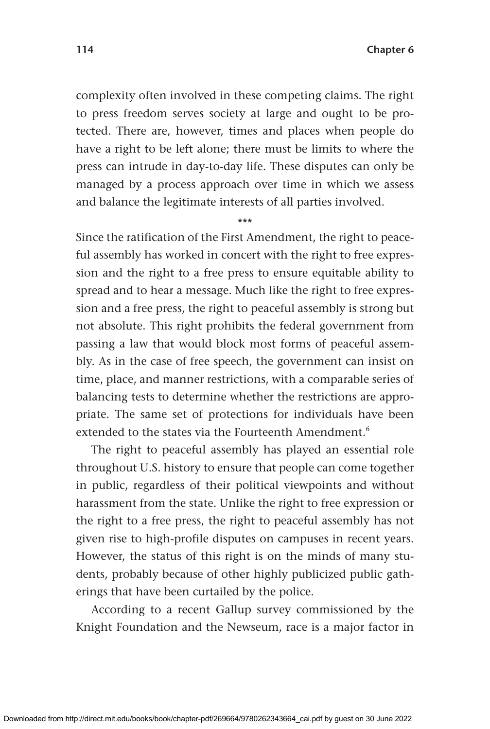complexity often involved in these competing claims. The right to press freedom serves society at large and ought to be protected. There are, however, times and places when people do have a right to be left alone; there must be limits to where the press can intrude in day-to-day life. These disputes can only be managed by a process approach over time in which we assess and balance the legitimate interests of all parties involved.

***

Since the ratification of the First Amendment, the right to peaceful assembly has worked in concert with the right to free expression and the right to a free press to ensure equitable ability to spread and to hear a message. Much like the right to free expression and a free press, the right to peaceful assembly is strong but not absolute. This right prohibits the federal government from passing a law that would block most forms of peaceful assembly. As in the case of free speech, the government can insist on time, place, and manner restrictions, with a comparable series of balancing tests to determine whether the restrictions are appropriate. The same set of protections for individuals have been extended to the states via the Fourteenth Amendment.[6]

The right to peaceful assembly has played an essential role throughout U.S. history to ensure that people can come together in public, regardless of their political viewpoints and without harassment from the state. Unlike the right to free expression or the right to a free press, the right to peaceful assembly has not given rise to high-profile disputes on campuses in recent years. However, the status of this right is on the minds of many students, probably because of other highly publicized public gatherings that have been curtailed by the police.

According to a recent Gallup survey commissioned by the Knight Foundation and the Newseum, race is a major factor in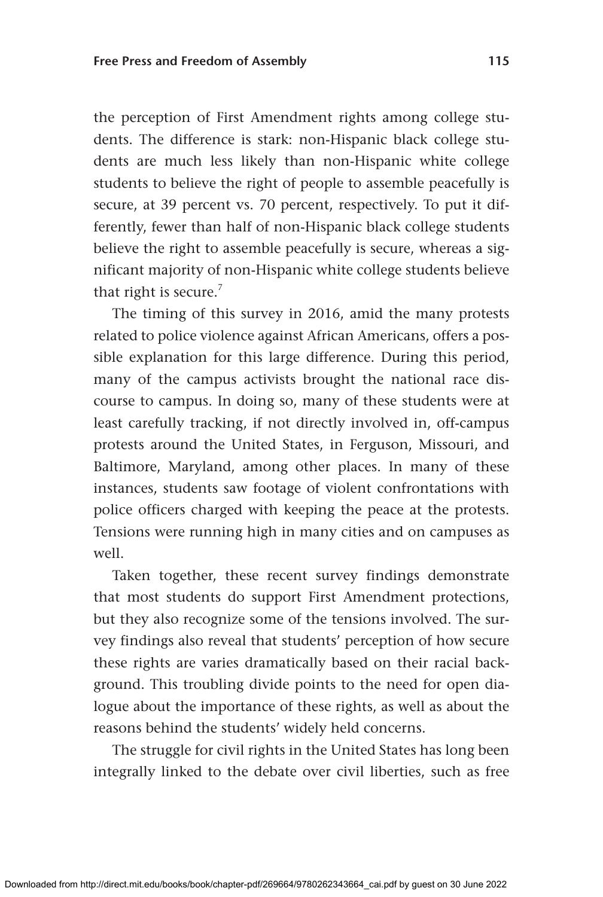the perception of First Amendment rights among college students. The difference is stark: non-Hispanic black college students are much less likely than non-Hispanic white college students to believe the right of people to assemble peacefully is secure, at 39 percent vs. 70 percent, respectively. To put it differently, fewer than half of non-Hispanic black college students believe the right to assemble peacefully is secure, whereas a significant majority of non-Hispanic white college students believe that right is secure.[7]

The timing of this survey in 2016, amid the many protests related to police violence against African Americans, offers a possible explanation for this large difference. During this period, many of the campus activists brought the national race discourse to campus. In doing so, many of these students were at least carefully tracking, if not directly involved in, off-campus protests around the United States, in Ferguson, Missouri, and Baltimore, Maryland, among other places. In many of these instances, students saw footage of violent confrontations with police officers charged with keeping the peace at the protests. Tensions were running high in many cities and on campuses as well.

Taken together, these recent survey findings demonstrate that most students do support First Amendment protections, but they also recognize some of the tensions involved. The survey findings also reveal that students' perception of how secure these rights are varies dramatically based on their racial background. This troubling divide points to the need for open dialogue about the importance of these rights, as well as about the reasons behind the students' widely held concerns.

The struggle for civil rights in the United States has long been integrally linked to the debate over civil liberties, such as free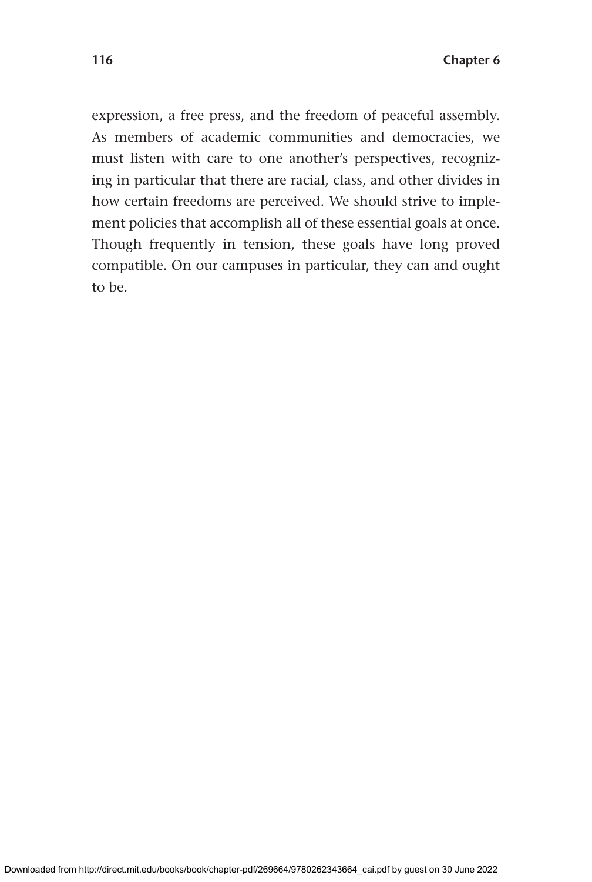expression, a free press, and the freedom of peaceful assembly. As members of academic communities and democracies, we must listen with care to one another's perspectives, recognizing in particular that there are racial, class, and other divides in how certain freedoms are perceived. We should strive to implement policies that accomplish all of these essential goals at once. Though frequently in tension, these goals have long proved compatible. On our campuses in particular, they can and ought to be.